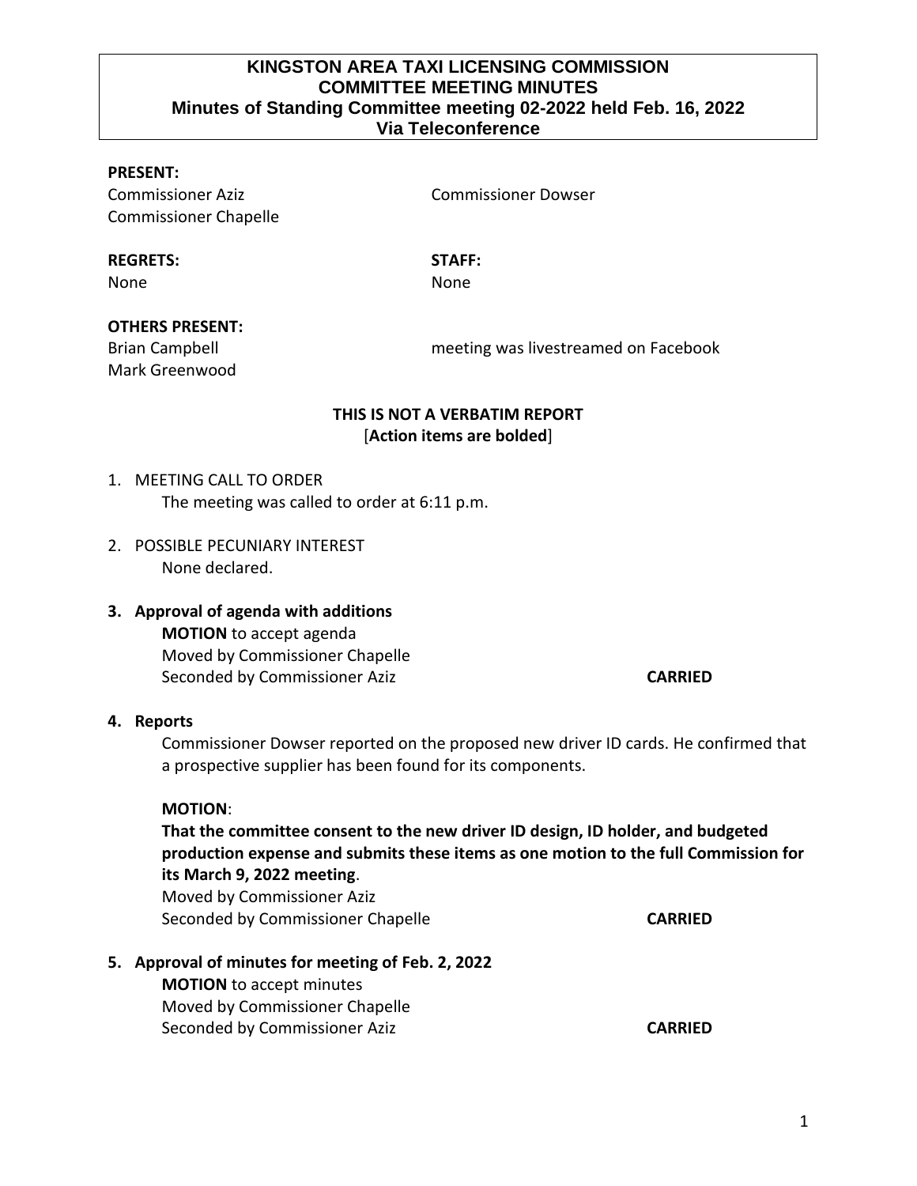# KINGSTON AREA TAXI LICENSING COMMISSION
## COMMITTEE MEETING MINUTES
### Minutes of Standing Committee meeting 02-2022 held Feb. 16, 2022
### Via Teleconference

**PRESENT:**
Commissioner Aziz
Commissioner Chapelle
Commissioner Dowser

**REGRETS:**
None

**STAFF:**
None

**OTHERS PRESENT:**
Brian Campbell
Mark Greenwood
meeting was livestreamed on Facebook

**THIS IS NOT A VERBATIM REPORT**
[**Action items are bolded**]

1. MEETING CALL TO ORDER
   The meeting was called to order at 6:11 p.m.

2. POSSIBLE PECUNIARY INTEREST
   None declared.

3. **Approval of agenda with additions**
   **MOTION** to accept agenda
   Moved by Commissioner Chapelle
   Seconded by Commissioner Aziz **CARRIED**

4. **Reports**
   Commissioner Dowser reported on the proposed new driver ID cards. He confirmed that a prospective supplier has been found for its components.

   **MOTION**:
   **That the committee consent to the new driver ID design, ID holder, and budgeted production expense and submits these items as one motion to the full Commission for its March 9, 2022 meeting**.
   Moved by Commissioner Aziz
   Seconded by Commissioner Chapelle **CARRIED**

5. **Approval of minutes for meeting of Feb. 2, 2022**
   **MOTION** to accept minutes
   Moved by Commissioner Chapelle
   Seconded by Commissioner Aziz **CARRIED**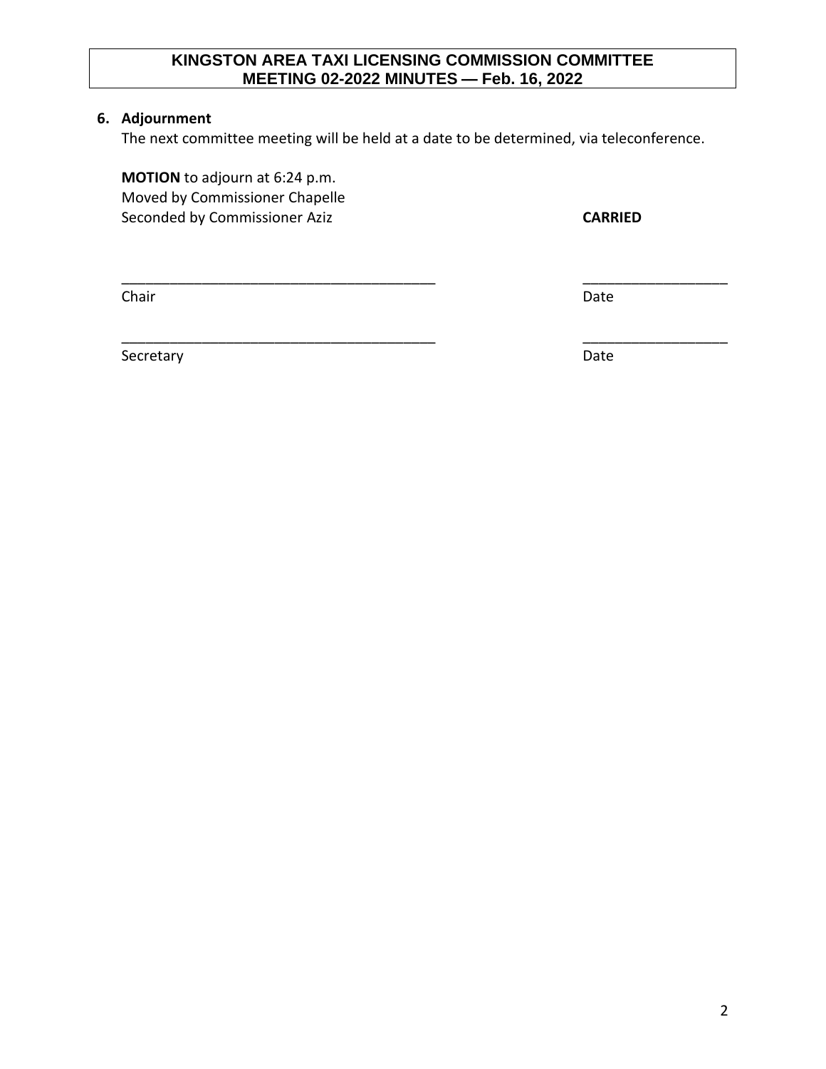## 6. Adjournment

The next committee meeting will be held at a date to be determined, via teleconference.

**MOTION** to adjourn at 6:24 p.m.
Moved by Commissioner Chapelle
Seconded by Commissioner Aziz **CARRIED**

_______________________________________ __________________
Chair Date

_______________________________________ __________________
Secretary Date